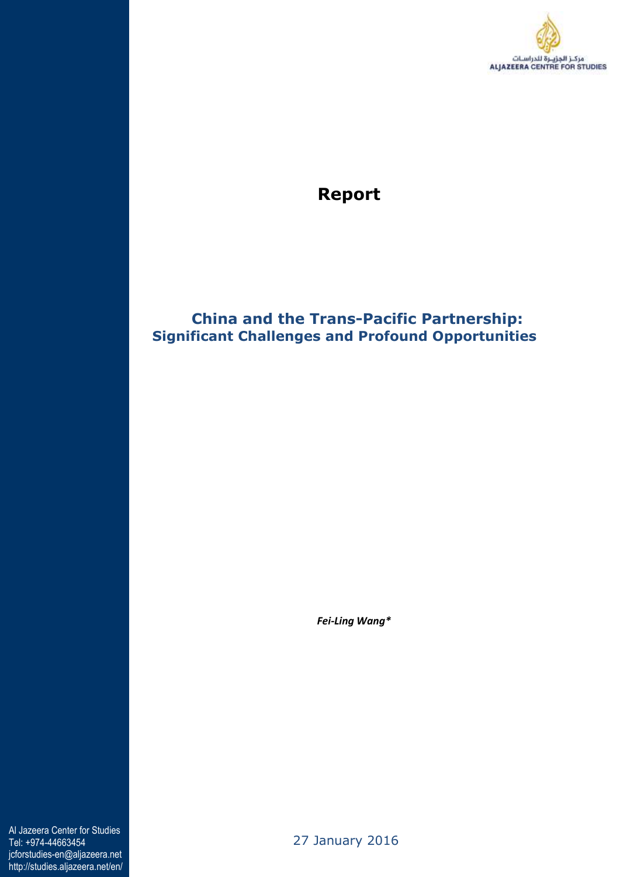مركز الجزيرة للدراسات
ALJAZEERA CENTRE FOR STUDIES

# Report

## China and the Trans-Pacific Partnership: Significant Challenges and Profound Opportunities

***Fei-Ling Wang****

27 January 2016

Al Jazeera Center for Studies
Tel: +974-44663454
jcforstudies-en@aljazeera.net
http://studies.aljazeera.net/en/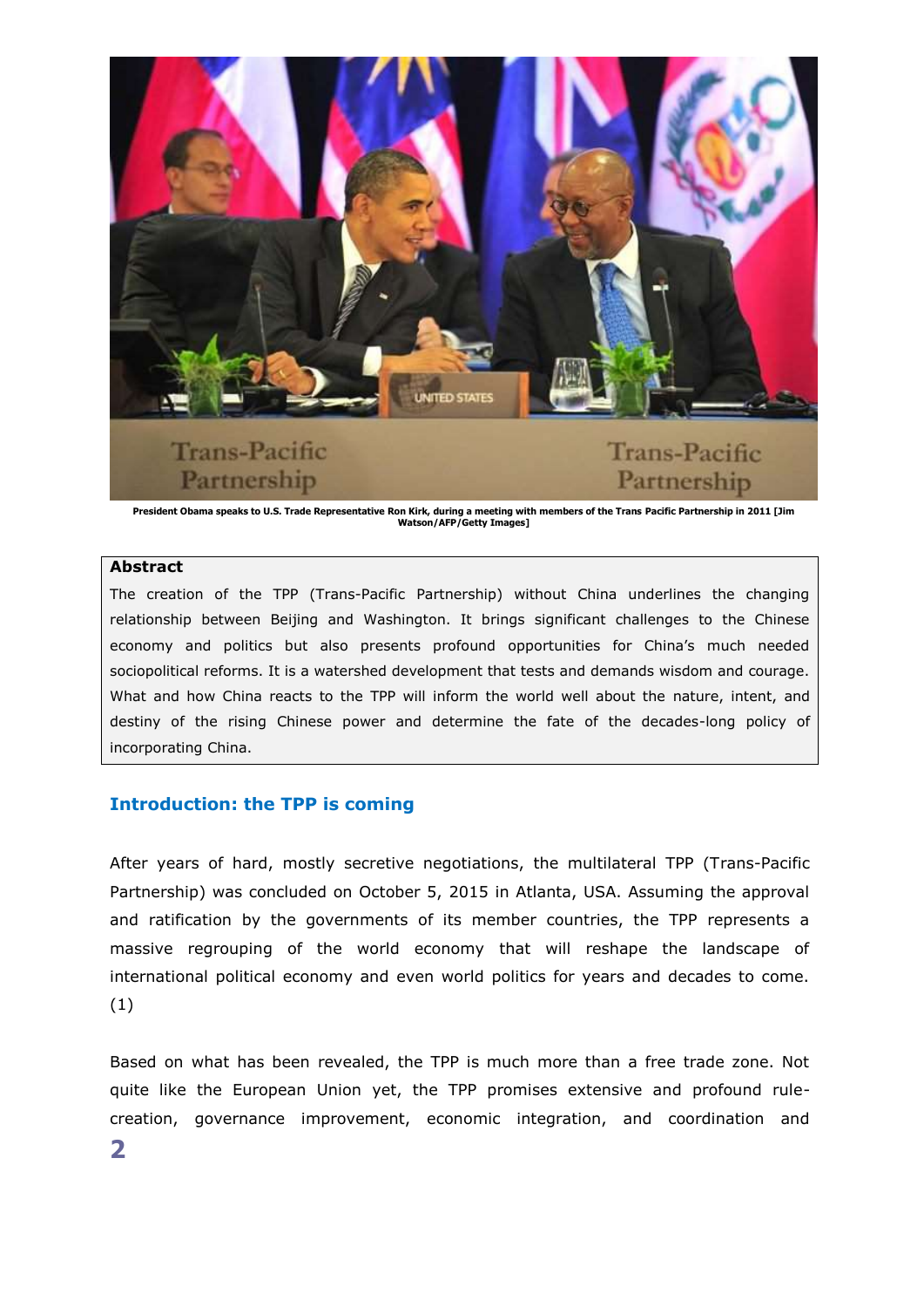President Obama speaks to U.S. Trade Representative Ron Kirk, during a meeting with members of the Trans Pacific Partnership in 2011 [Jim Watson/AFP/Getty Images]

**Abstract**

The creation of the TPP (Trans-Pacific Partnership) without China underlines the changing relationship between Beijing and Washington. It brings significant challenges to the Chinese economy and politics but also presents profound opportunities for China's much needed sociopolitical reforms. It is a watershed development that tests and demands wisdom and courage. What and how China reacts to the TPP will inform the world well about the nature, intent, and destiny of the rising Chinese power and determine the fate of the decades-long policy of incorporating China.

## Introduction: the TPP is coming

After years of hard, mostly secretive negotiations, the multilateral TPP (Trans-Pacific Partnership) was concluded on October 5, 2015 in Atlanta, USA. Assuming the approval and ratification by the governments of its member countries, the TPP represents a massive regrouping of the world economy that will reshape the landscape of international political economy and even world politics for years and decades to come. (1)

Based on what has been revealed, the TPP is much more than a free trade zone. Not quite like the European Union yet, the TPP promises extensive and profound rule-creation, governance improvement, economic integration, and coordination and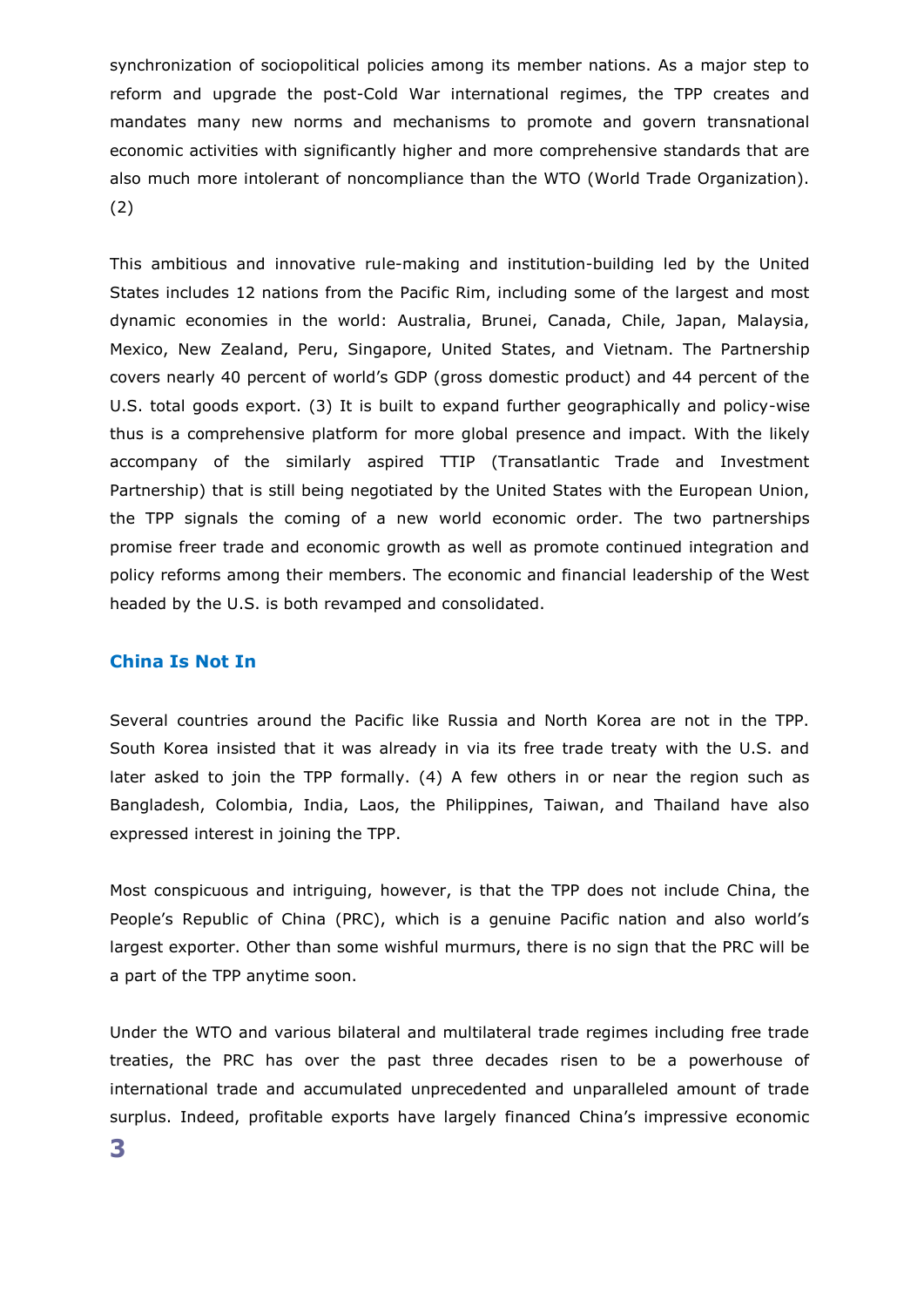synchronization of sociopolitical policies among its member nations. As a major step to reform and upgrade the post-Cold War international regimes, the TPP creates and mandates many new norms and mechanisms to promote and govern transnational economic activities with significantly higher and more comprehensive standards that are also much more intolerant of noncompliance than the WTO (World Trade Organization). (2)

This ambitious and innovative rule-making and institution-building led by the United States includes 12 nations from the Pacific Rim, including some of the largest and most dynamic economies in the world: Australia, Brunei, Canada, Chile, Japan, Malaysia, Mexico, New Zealand, Peru, Singapore, United States, and Vietnam. The Partnership covers nearly 40 percent of world's GDP (gross domestic product) and 44 percent of the U.S. total goods export. (3) It is built to expand further geographically and policy-wise thus is a comprehensive platform for more global presence and impact. With the likely accompany of the similarly aspired TTIP (Transatlantic Trade and Investment Partnership) that is still being negotiated by the United States with the European Union, the TPP signals the coming of a new world economic order. The two partnerships promise freer trade and economic growth as well as promote continued integration and policy reforms among their members. The economic and financial leadership of the West headed by the U.S. is both revamped and consolidated.

### China Is Not In

Several countries around the Pacific like Russia and North Korea are not in the TPP. South Korea insisted that it was already in via its free trade treaty with the U.S. and later asked to join the TPP formally. (4) A few others in or near the region such as Bangladesh, Colombia, India, Laos, the Philippines, Taiwan, and Thailand have also expressed interest in joining the TPP.

Most conspicuous and intriguing, however, is that the TPP does not include China, the People's Republic of China (PRC), which is a genuine Pacific nation and also world's largest exporter. Other than some wishful murmurs, there is no sign that the PRC will be a part of the TPP anytime soon.

Under the WTO and various bilateral and multilateral trade regimes including free trade treaties, the PRC has over the past three decades risen to be a powerhouse of international trade and accumulated unprecedented and unparalleled amount of trade surplus. Indeed, profitable exports have largely financed China's impressive economic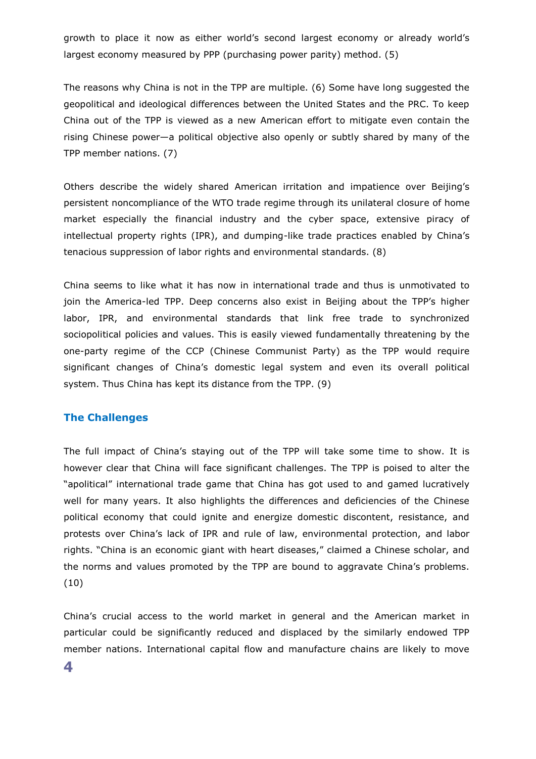growth to place it now as either world's second largest economy or already world's largest economy measured by PPP (purchasing power parity) method. (5)

The reasons why China is not in the TPP are multiple. (6) Some have long suggested the geopolitical and ideological differences between the United States and the PRC. To keep China out of the TPP is viewed as a new American effort to mitigate even contain the rising Chinese power—a political objective also openly or subtly shared by many of the TPP member nations. (7)

Others describe the widely shared American irritation and impatience over Beijing's persistent noncompliance of the WTO trade regime through its unilateral closure of home market especially the financial industry and the cyber space, extensive piracy of intellectual property rights (IPR), and dumping-like trade practices enabled by China's tenacious suppression of labor rights and environmental standards. (8)

China seems to like what it has now in international trade and thus is unmotivated to join the America-led TPP. Deep concerns also exist in Beijing about the TPP's higher labor, IPR, and environmental standards that link free trade to synchronized sociopolitical policies and values. This is easily viewed fundamentally threatening by the one-party regime of the CCP (Chinese Communist Party) as the TPP would require significant changes of China's domestic legal system and even its overall political system. Thus China has kept its distance from the TPP. (9)

## The Challenges

The full impact of China's staying out of the TPP will take some time to show. It is however clear that China will face significant challenges. The TPP is poised to alter the "apolitical" international trade game that China has got used to and gamed lucratively well for many years. It also highlights the differences and deficiencies of the Chinese political economy that could ignite and energize domestic discontent, resistance, and protests over China's lack of IPR and rule of law, environmental protection, and labor rights. "China is an economic giant with heart diseases," claimed a Chinese scholar, and the norms and values promoted by the TPP are bound to aggravate China's problems. (10)

China's crucial access to the world market in general and the American market in particular could be significantly reduced and displaced by the similarly endowed TPP member nations. International capital flow and manufacture chains are likely to move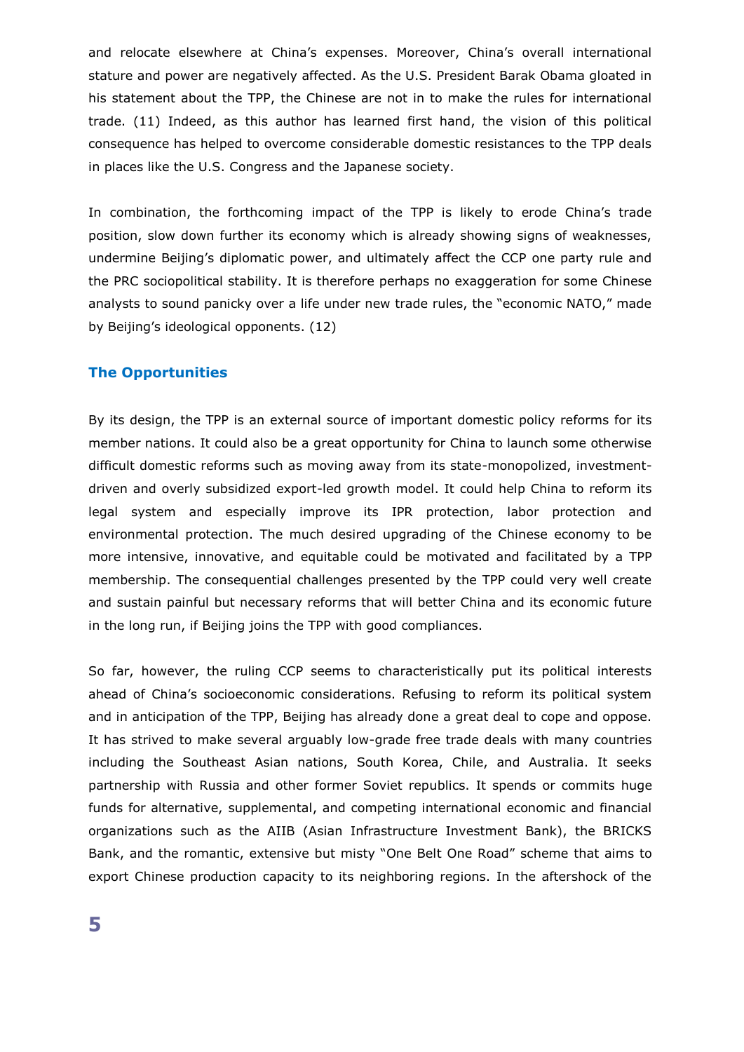and relocate elsewhere at China's expenses. Moreover, China's overall international stature and power are negatively affected. As the U.S. President Barak Obama gloated in his statement about the TPP, the Chinese are not in to make the rules for international trade. (11) Indeed, as this author has learned first hand, the vision of this political consequence has helped to overcome considerable domestic resistances to the TPP deals in places like the U.S. Congress and the Japanese society.

In combination, the forthcoming impact of the TPP is likely to erode China's trade position, slow down further its economy which is already showing signs of weaknesses, undermine Beijing's diplomatic power, and ultimately affect the CCP one party rule and the PRC sociopolitical stability. It is therefore perhaps no exaggeration for some Chinese analysts to sound panicky over a life under new trade rules, the "economic NATO," made by Beijing's ideological opponents. (12)

### The Opportunities

By its design, the TPP is an external source of important domestic policy reforms for its member nations. It could also be a great opportunity for China to launch some otherwise difficult domestic reforms such as moving away from its state-monopolized, investment-driven and overly subsidized export-led growth model. It could help China to reform its legal system and especially improve its IPR protection, labor protection and environmental protection. The much desired upgrading of the Chinese economy to be more intensive, innovative, and equitable could be motivated and facilitated by a TPP membership. The consequential challenges presented by the TPP could very well create and sustain painful but necessary reforms that will better China and its economic future in the long run, if Beijing joins the TPP with good compliances.

So far, however, the ruling CCP seems to characteristically put its political interests ahead of China's socioeconomic considerations. Refusing to reform its political system and in anticipation of the TPP, Beijing has already done a great deal to cope and oppose. It has strived to make several arguably low-grade free trade deals with many countries including the Southeast Asian nations, South Korea, Chile, and Australia. It seeks partnership with Russia and other former Soviet republics. It spends or commits huge funds for alternative, supplemental, and competing international economic and financial organizations such as the AIIB (Asian Infrastructure Investment Bank), the BRICKS Bank, and the romantic, extensive but misty "One Belt One Road" scheme that aims to export Chinese production capacity to its neighboring regions. In the aftershock of the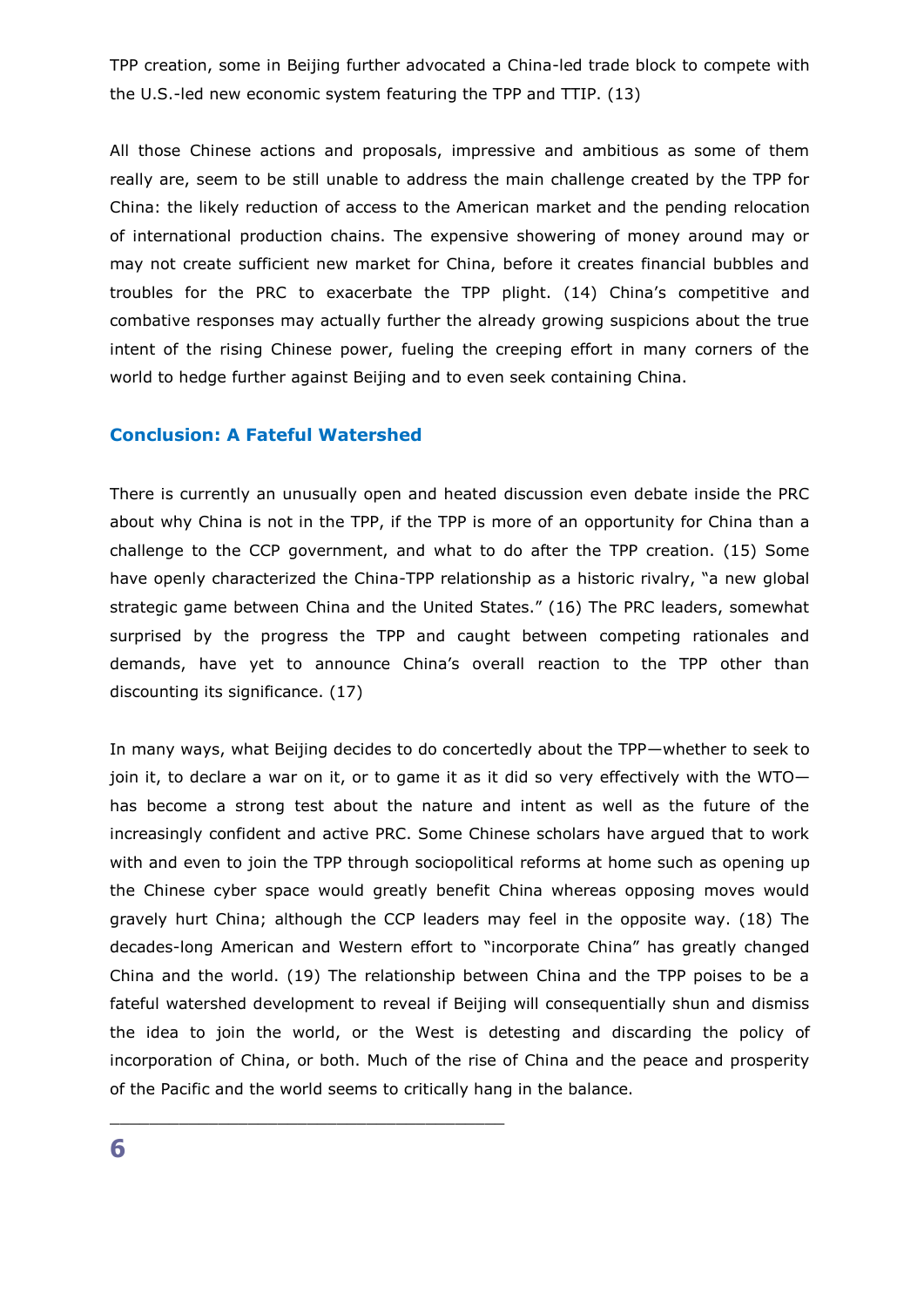TPP creation, some in Beijing further advocated a China-led trade block to compete with the U.S.-led new economic system featuring the TPP and TTIP. (13)

All those Chinese actions and proposals, impressive and ambitious as some of them really are, seem to be still unable to address the main challenge created by the TPP for China: the likely reduction of access to the American market and the pending relocation of international production chains. The expensive showering of money around may or may not create sufficient new market for China, before it creates financial bubbles and troubles for the PRC to exacerbate the TPP plight. (14) China's competitive and combative responses may actually further the already growing suspicions about the true intent of the rising Chinese power, fueling the creeping effort in many corners of the world to hedge further against Beijing and to even seek containing China.

## Conclusion: A Fateful Watershed

There is currently an unusually open and heated discussion even debate inside the PRC about why China is not in the TPP, if the TPP is more of an opportunity for China than a challenge to the CCP government, and what to do after the TPP creation. (15) Some have openly characterized the China-TPP relationship as a historic rivalry, "a new global strategic game between China and the United States." (16) The PRC leaders, somewhat surprised by the progress the TPP and caught between competing rationales and demands, have yet to announce China's overall reaction to the TPP other than discounting its significance. (17)

In many ways, what Beijing decides to do concertedly about the TPP—whether to seek to join it, to declare a war on it, or to game it as it did so very effectively with the WTO—has become a strong test about the nature and intent as well as the future of the increasingly confident and active PRC. Some Chinese scholars have argued that to work with and even to join the TPP through sociopolitical reforms at home such as opening up the Chinese cyber space would greatly benefit China whereas opposing moves would gravely hurt China; although the CCP leaders may feel in the opposite way. (18) The decades-long American and Western effort to "incorporate China" has greatly changed China and the world. (19) The relationship between China and the TPP poises to be a fateful watershed development to reveal if Beijing will consequentially shun and dismiss the idea to join the world, or the West is detesting and discarding the policy of incorporation of China, or both. Much of the rise of China and the peace and prosperity of the Pacific and the world seems to critically hang in the balance.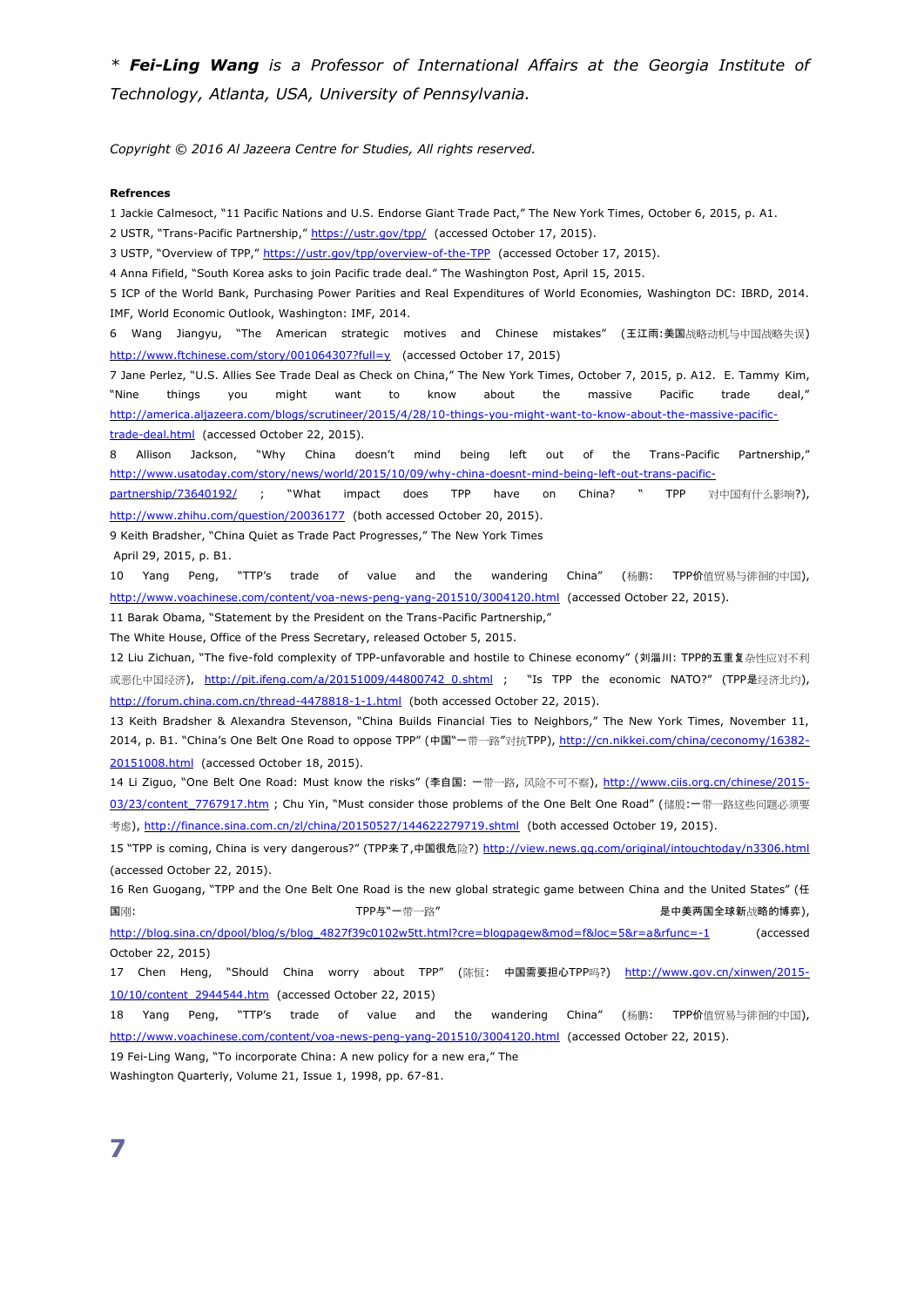*\* **Fei-Ling Wang** is a Professor of International Affairs at the Georgia Institute of Technology, Atlanta, USA, University of Pennsylvania.*

*Copyright © 2016 Al Jazeera Centre for Studies, All rights reserved.*

**Refrences**

1 Jackie Calmesoct, "11 Pacific Nations and U.S. Endorse Giant Trade Pact," The New York Times, October 6, 2015, p. A1.

2 USTR, "Trans-Pacific Partnership," https://ustr.gov/tpp/ (accessed October 17, 2015).

3 USTP, "Overview of TPP," https://ustr.gov/tpp/overview-of-the-TPP (accessed October 17, 2015).

4 Anna Fifield, "South Korea asks to join Pacific trade deal." The Washington Post, April 15, 2015.

5 ICP of the World Bank, Purchasing Power Parities and Real Expenditures of World Economies, Washington DC: IBRD, 2014. IMF, World Economic Outlook, Washington: IMF, 2014.

6 Wang Jiangyu, "The American strategic motives and Chinese mistakes" (王江雨:美国战略动机与中国战略失误) http://www.ftchinese.com/story/001064307?full=y (accessed October 17, 2015)

7 Jane Perlez, "U.S. Allies See Trade Deal as Check on China," The New York Times, October 7, 2015, p. A12. E. Tammy Kim, "Nine things you might want to know about the massive Pacific trade deal," http://america.aljazeera.com/blogs/scrutineer/2015/4/28/10-things-you-might-want-to-know-about-the-massive-pacific-trade-deal.html (accessed October 22, 2015).

8 Allison Jackson, "Why China doesn't mind being left out of the Trans-Pacific Partnership," http://www.usatoday.com/story/news/world/2015/10/09/why-china-doesnt-mind-being-left-out-trans-pacific-partnership/73640192/ ; "What impact does TPP have on China? " TPP 对中国有什么影响?), http://www.zhihu.com/question/20036177 (both accessed October 20, 2015).

9 Keith Bradsher, "China Quiet as Trade Pact Progresses," The New York Times April 29, 2015, p. B1.

10 Yang Peng, "TTP's trade of value and the wandering China" (杨鹏: TPP价值贸易与徘徊的中国), http://www.voachinese.com/content/voa-news-peng-yang-201510/3004120.html (accessed October 22, 2015).

11 Barak Obama, "Statement by the President on the Trans-Pacific Partnership," The White House, Office of the Press Secretary, released October 5, 2015.

12 Liu Zichuan, "The five-fold complexity of TPP-unfavorable and hostile to Chinese economy" (刘淄川: TPP的五重复杂性应对不利或恶化中国经济), http://pit.ifeng.com/a/20151009/44800742_0.shtml ; "Is TPP the economic NATO?" (TPP是经济北约), http://forum.china.com.cn/thread-4478818-1-1.html (both accessed October 22, 2015).

13 Keith Bradsher & Alexandra Stevenson, "China Builds Financial Ties to Neighbors," The New York Times, November 11, 2014, p. B1. "China's One Belt One Road to oppose TPP" (中国"一带一路"对抗TPP), http://cn.nikkei.com/china/ceconomy/16382-20151008.html (accessed October 18, 2015).

14 Li Ziguo, "One Belt One Road: Must know the risks" (李自国: 一带一路, 风险不可不察), http://www.ciis.org.cn/chinese/2015-03/23/content_7767917.htm ; Chu Yin, "Must consider those problems of the One Belt One Road" (储殷:一带一路这些问题必须要考虑), http://finance.sina.com.cn/zl/china/20150527/144622279719.shtml (both accessed October 19, 2015).

15 "TPP is coming, China is very dangerous?" (TPP来了,中国很危险?) http://view.news.qq.com/original/intouchtoday/n3306.html (accessed October 22, 2015).

16 Ren Guogang, "TPP and the One Belt One Road is the new global strategic game between China and the United States" (任国刚: TPP与"一带一路" 是中美两国全球新战略的博弈), http://blog.sina.cn/dpool/blog/s/blog_4827f39c0102w5tt.html?cre=blogpagew&mod=f&loc=5&r=a&rfunc=-1 (accessed October 22, 2015)

17 Chen Heng, "Should China worry about TPP" (陈恒: 中国需要担心TPP吗?) http://www.gov.cn/xinwen/2015-10/10/content_2944544.htm (accessed October 22, 2015)

18 Yang Peng, "TTP's trade of value and the wandering China" (杨鹏: TPP价值贸易与徘徊的中国), http://www.voachinese.com/content/voa-news-peng-yang-201510/3004120.html (accessed October 22, 2015).

19 Fei-Ling Wang, "To incorporate China: A new policy for a new era," The Washington Quarterly, Volume 21, Issue 1, 1998, pp. 67-81.